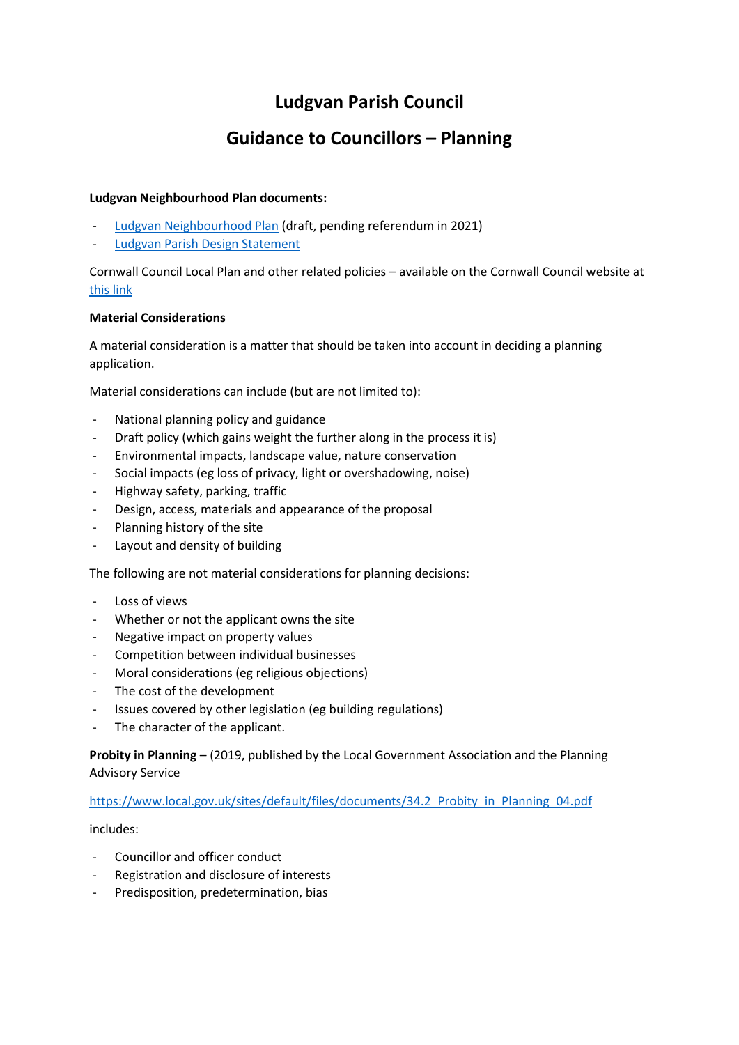# Ludgvan Parish Council

## Guidance to Councillors – Planning

**Ludgvan Neighbourhood Plan documents:**

- Ludgvan Neighbourhood Plan (draft, pending referendum in 2021)
- Ludgvan Parish Design Statement

Cornwall Council Local Plan and other related policies – available on the Cornwall Council website at this link

**Material Considerations**

A material consideration is a matter that should be taken into account in deciding a planning application.

Material considerations can include (but are not limited to):

- National planning policy and guidance
- Draft policy (which gains weight the further along in the process it is)
- Environmental impacts, landscape value, nature conservation
- Social impacts (eg loss of privacy, light or overshadowing, noise)
- Highway safety, parking, traffic
- Design, access, materials and appearance of the proposal
- Planning history of the site
- Layout and density of building

The following are not material considerations for planning decisions:

- Loss of views
- Whether or not the applicant owns the site
- Negative impact on property values
- Competition between individual businesses
- Moral considerations (eg religious objections)
- The cost of the development
- Issues covered by other legislation (eg building regulations)
- The character of the applicant.

**Probity in Planning** – (2019, published by the Local Government Association and the Planning Advisory Service

https://www.local.gov.uk/sites/default/files/documents/34.2_Probity_in_Planning_04.pdf

includes:

- Councillor and officer conduct
- Registration and disclosure of interests
- Predisposition, predetermination, bias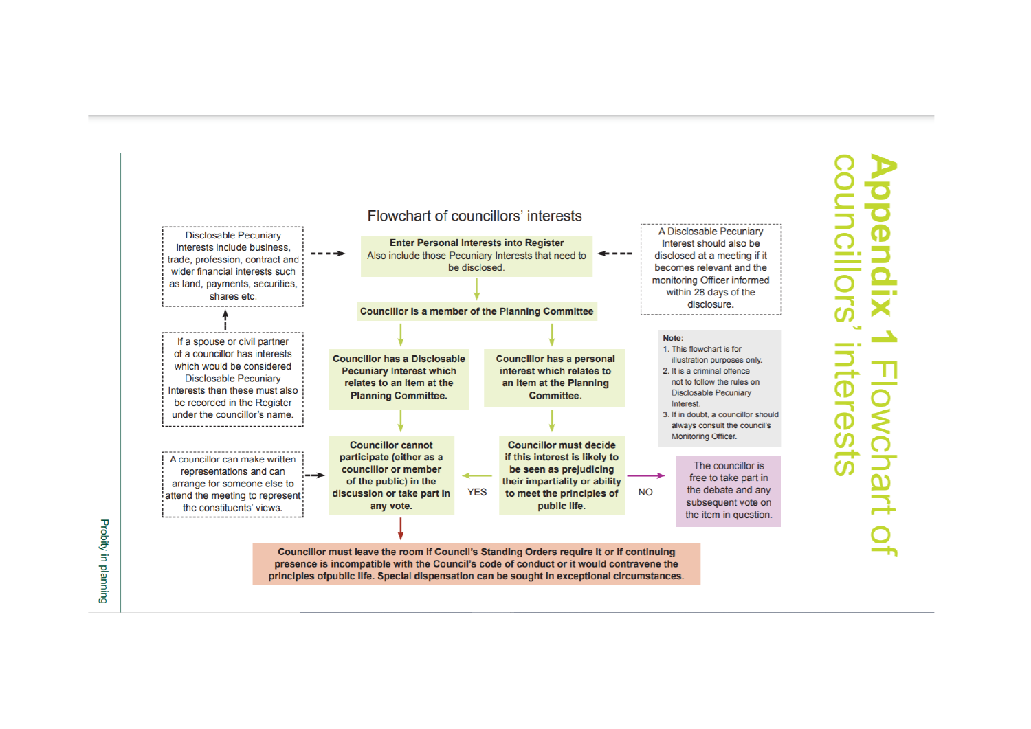# Appendix 1 Flowchart of councillors' interests

## Flowchart of councillors' interests

Disclosable Pecuniary Interests include business, trade, profession, contract and wider financial interests such as land, payments, securities, shares etc.

If a spouse or civil partner of a councillor has interests which would be considered Disclosable Pecuniary Interests then these must also be recorded in the Register under the councillor's name.

**Enter Personal Interests into Register**
Also include those Pecuniary Interests that need to be disclosed.

A Disclosable Pecuniary Interest should also be disclosed at a meeting if it becomes relevant and the monitoring Officer informed within 28 days of the disclosure.

**Councillor is a member of the Planning Committee**

**Councillor has a Disclosable Pecuniary Interest which relates to an item at the Planning Committee.**

**Councillor has a personal interest which relates to an item at the Planning Committee.**

**Note:**
1. This flowchart is for illustration purposes only.
2. It is a criminal offence not to follow the rules on Disclosable Pecuniary Interest.
3. If in doubt, a councillor should always consult the council's Monitoring Officer.

**Councillor must decide if this interest is likely to be seen as prejudicing their impartiality or ability to meet the principles of public life.**

YES → **Councillor cannot participate (either as a councillor or member of the public) in the discussion or take part in any vote.**

NO → The councillor is free to take part in the debate and any subsequent vote on the item in question.

A councillor can make written representations and can arrange for someone else to attend the meeting to represent the constituents' views.

**Councillor must leave the room if Council's Standing Orders require it or if continuing presence is incompatible with the Council's code of conduct or it would contravene the principles ofpublic life. Special dispensation can be sought in exceptional circumstances.**